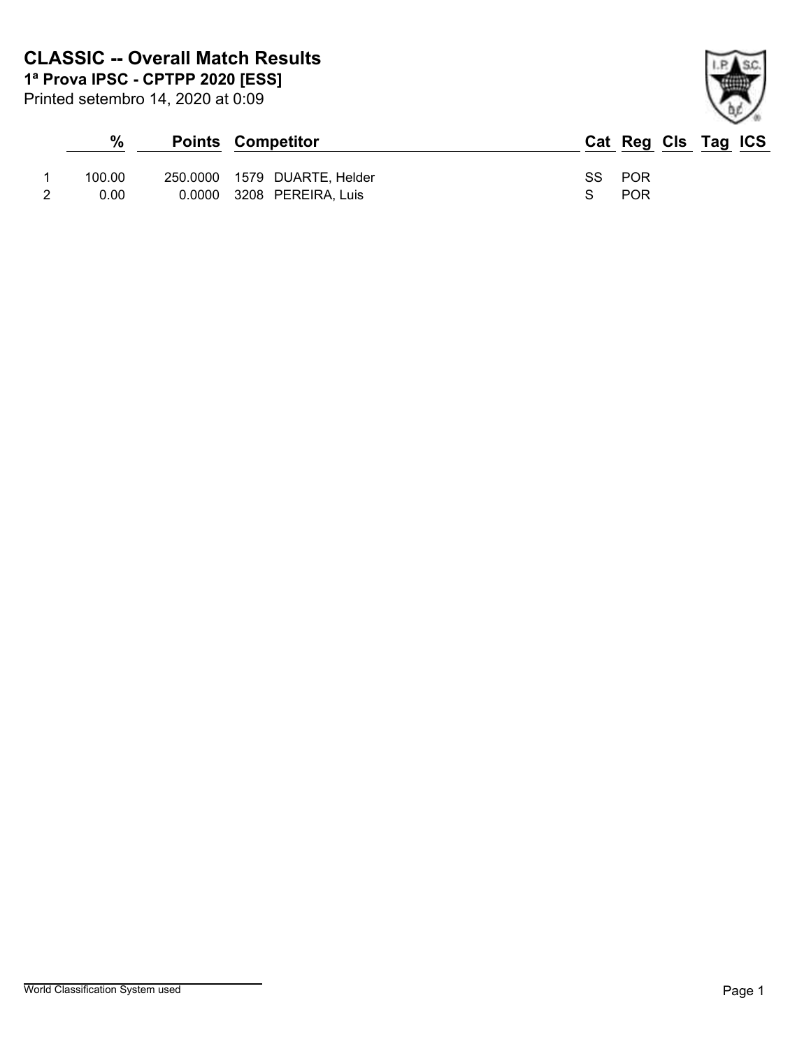# CLASSIC -- Overall Match Results

**1ª Prova IPSC - CPTPP 2020 [ESS]**

Printed setembro 14, 2020 at 0:09

| | % | Points | Competitor | Cat | Reg | Cls | Tag | ICS |
|---|---|---|---|---|---|---|---|---|
| 1 | 100.00 | 250.0000 | 1579 DUARTE, Helder | SS | POR | | | |
| 2 | 0.00 | 0.0000 | 3208 PEREIRA, Luis | S | POR | | | |

World Classification System used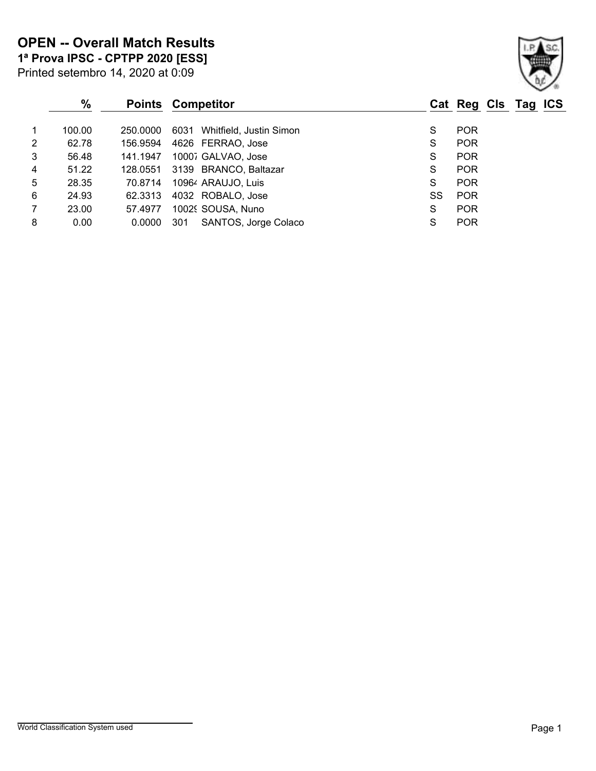# OPEN -- Overall Match Results

**1ª Prova IPSC - CPTPP 2020 [ESS]**

Printed setembro 14, 2020 at 0:09

| | % | Points | Competitor | Cat | Reg | Cls | Tag | ICS |
|---|---|---|---|---|---|---|---|---|
| 1 | 100.00 | 250.0000 | 6031 Whitfield, Justin Simon | S | POR | | | |
| 2 | 62.78 | 156.9594 | 4626 FERRAO, Jose | S | POR | | | |
| 3 | 56.48 | 141.1947 | 10007 GALVAO, Jose | S | POR | | | |
| 4 | 51.22 | 128.0551 | 3139 BRANCO, Baltazar | S | POR | | | |
| 5 | 28.35 | 70.8714 | 10964 ARAUJO, Luis | S | POR | | | |
| 6 | 24.93 | 62.3313 | 4032 ROBALO, Jose | SS | POR | | | |
| 7 | 23.00 | 57.4977 | 10029 SOUSA, Nuno | S | POR | | | |
| 8 | 0.00 | 0.0000 | 301 SANTOS, Jorge Colaco | S | POR | | | |

World Classification System used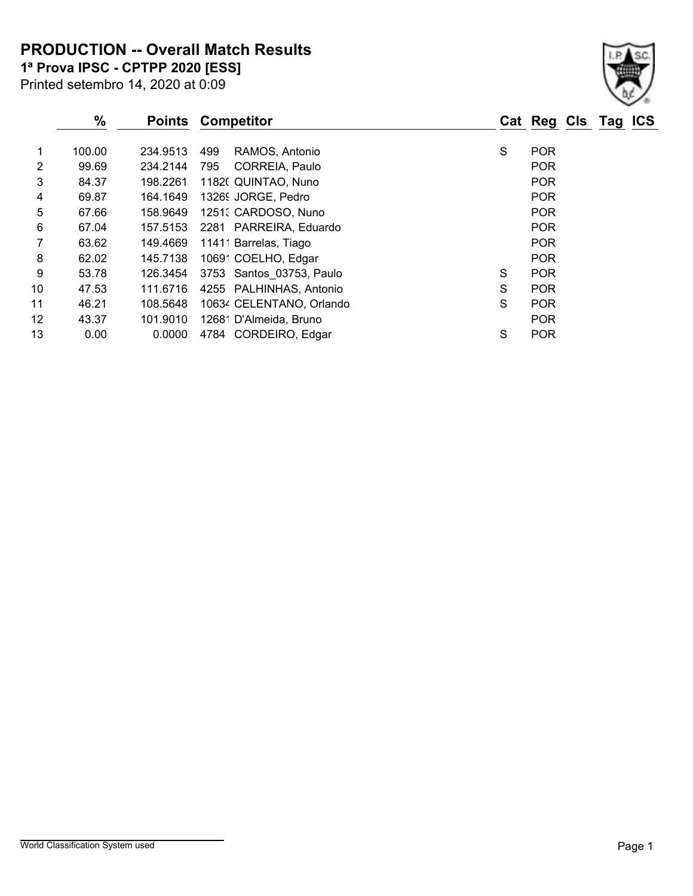# PRODUCTION -- Overall Match Results

**1ª Prova IPSC - CPTPP 2020 [ESS]**

Printed setembro 14, 2020 at 0:09

| | % | Points | Competitor | | Cat | Reg | Cls | Tag | ICS |
|---|---|---|---|---|---|---|---|---|---|
| 1 | 100.00 | 234.9513 | 499 | RAMOS, Antonio | S | POR | | | |
| 2 | 99.69 | 234.2144 | 795 | CORREIA, Paulo | | POR | | | |
| 3 | 84.37 | 198.2261 | 11820 | QUINTAO, Nuno | | POR | | | |
| 4 | 69.87 | 164.1649 | 13269 | JORGE, Pedro | | POR | | | |
| 5 | 67.66 | 158.9649 | 12513 | CARDOSO, Nuno | | POR | | | |
| 6 | 67.04 | 157.5153 | 2281 | PARREIRA, Eduardo | | POR | | | |
| 7 | 63.62 | 149.4669 | 11411 | Barrelas, Tiago | | POR | | | |
| 8 | 62.02 | 145.7138 | 10691 | COELHO, Edgar | | POR | | | |
| 9 | 53.78 | 126.3454 | 3753 | Santos_03753, Paulo | S | POR | | | |
| 10 | 47.53 | 111.6716 | 4255 | PALHINHAS, Antonio | S | POR | | | |
| 11 | 46.21 | 108.5648 | 10634 | CELENTANO, Orlando | S | POR | | | |
| 12 | 43.37 | 101.9010 | 12681 | D'Almeida, Bruno | | POR | | | |
| 13 | 0.00 | 0.0000 | 4784 | CORDEIRO, Edgar | S | POR | | | |

World Classification System used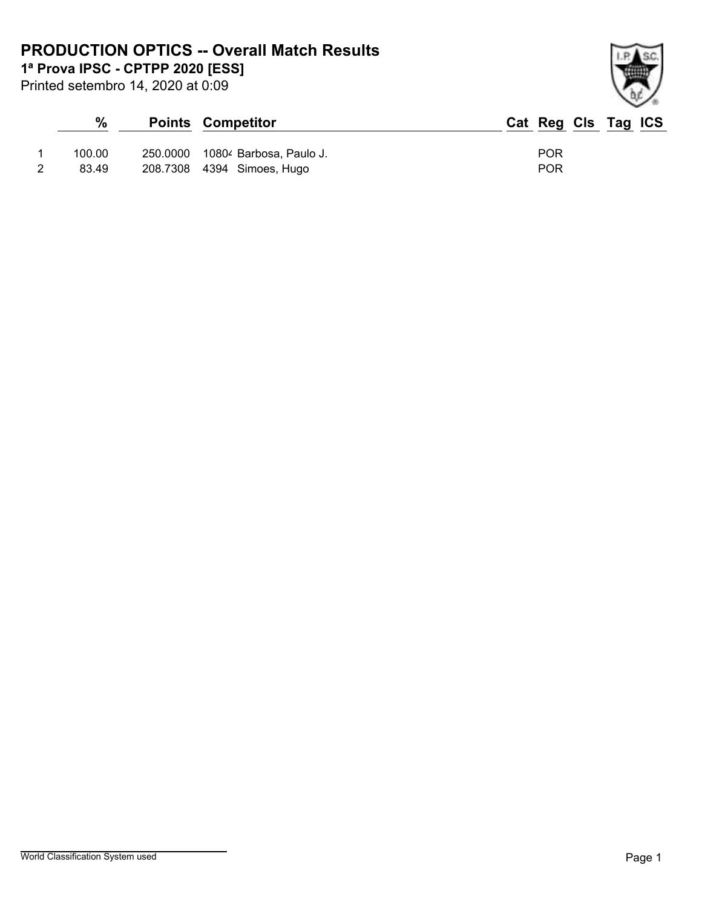# PRODUCTION OPTICS -- Overall Match Results

**1ª Prova IPSC - CPTPP 2020 [ESS]**

Printed setembro 14, 2020 at 0:09

| | % | Points | Competitor | Cat | Reg | Cls | Tag | ICS |
|---|---|---|---|---|---|---|---|---|
| 1 | 100.00 | 250.0000 | 1080⁴ Barbosa, Paulo J. | | POR | | | |
| 2 | 83.49 | 208.7308 | 4394 Simoes, Hugo | | POR | | | |

World Classification System used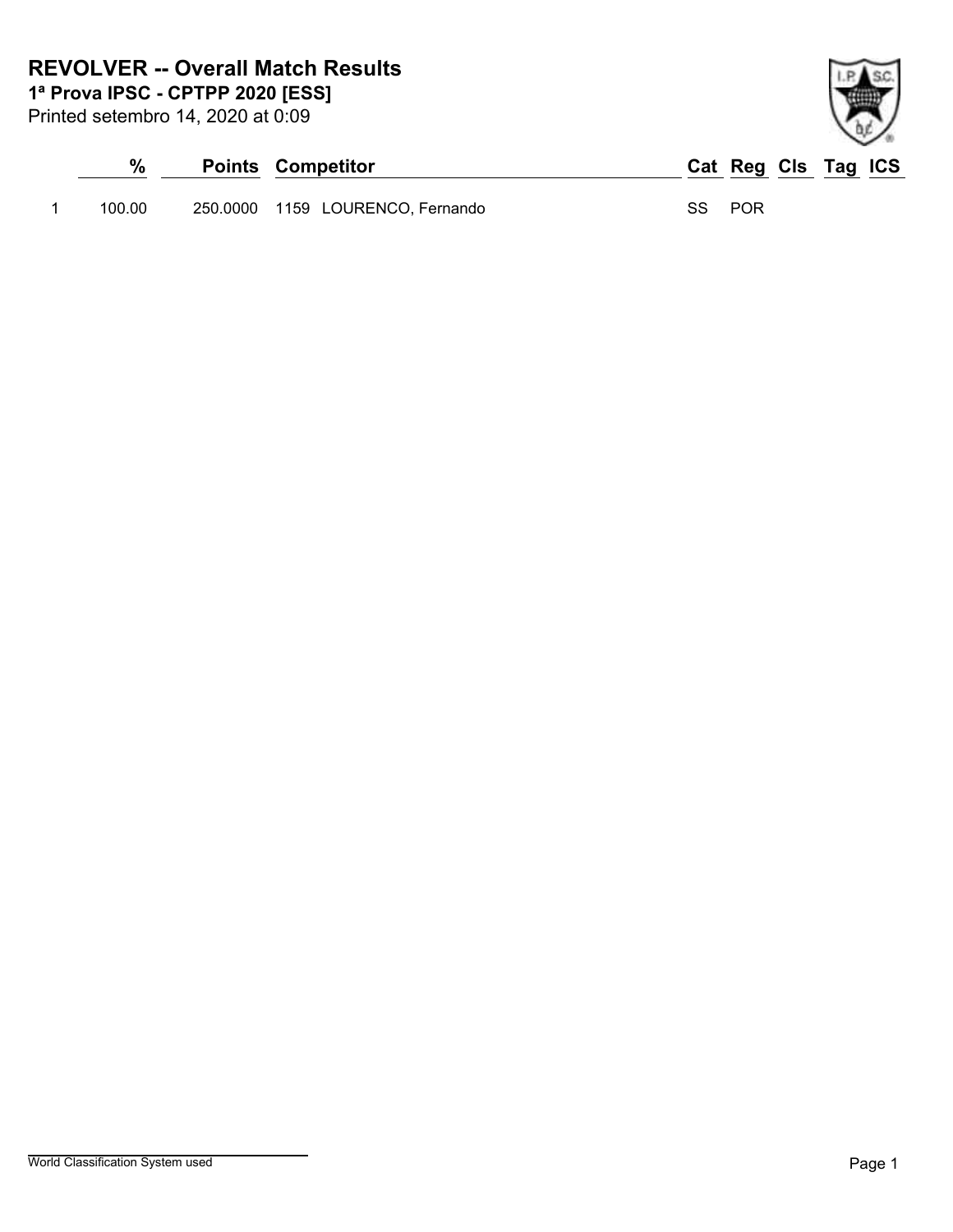# REVOLVER -- Overall Match Results

**1ª Prova IPSC - CPTPP 2020 [ESS]**

Printed setembro 14, 2020 at 0:09

| | % | Points | Competitor | Cat | Reg | Cls | Tag | ICS |
|---|---|---|---|---|---|---|---|---|
| 1 | 100.00 | 250.0000 | 1159 LOURENCO, Fernando | SS | POR | | | |

World Classification System used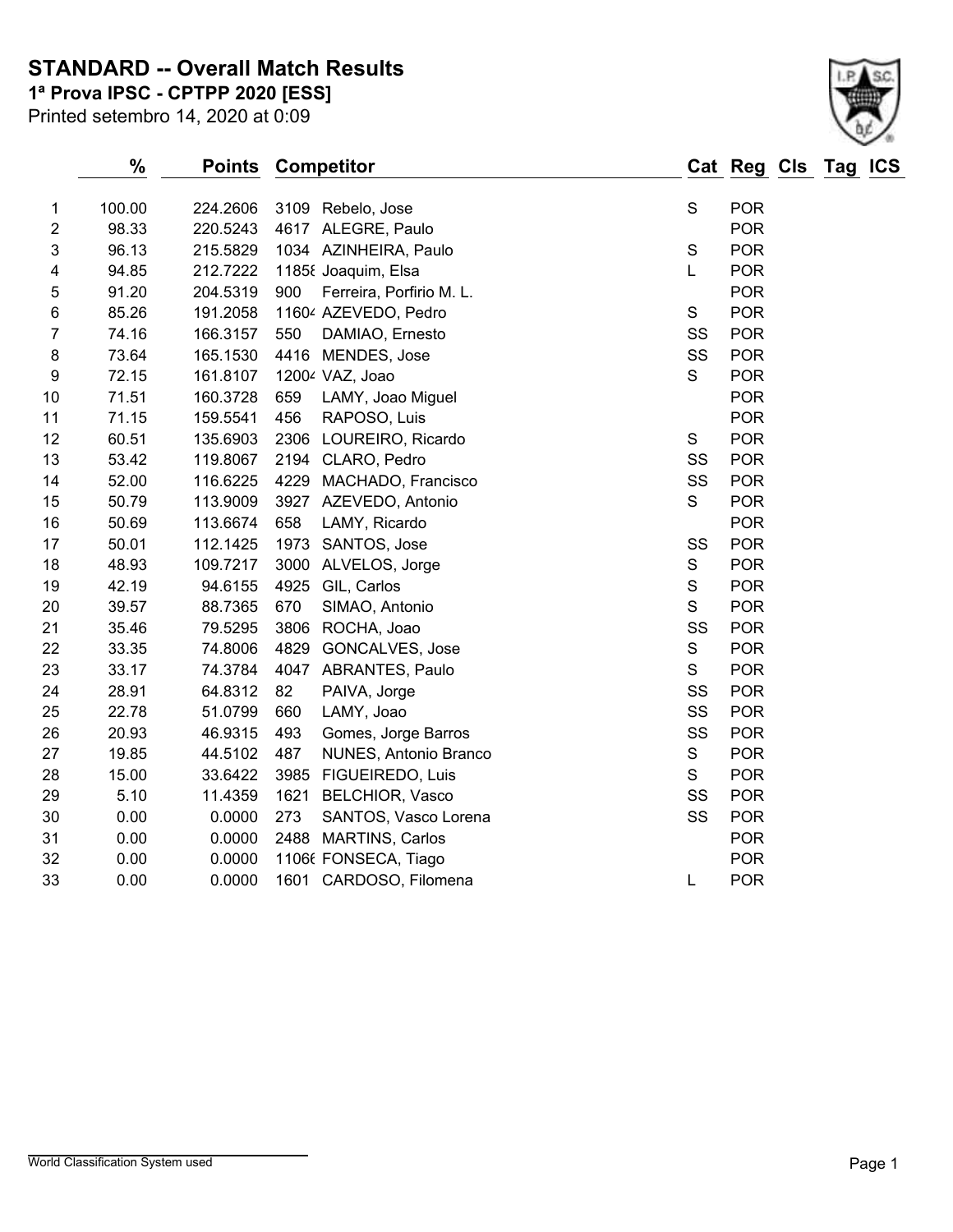# STANDARD -- Overall Match Results

**1ª Prova IPSC - CPTPP 2020 [ESS]**

Printed setembro 14, 2020 at 0:09

| | % | Points | Competitor | | Cat | Reg | Cls | Tag | ICS |
|---|---|---|---|---|---|---|---|---|---|
| 1 | 100.00 | 224.2606 | 3109 | Rebelo, Jose | S | POR | | | |
| 2 | 98.33 | 220.5243 | 4617 | ALEGRE, Paulo | | POR | | | |
| 3 | 96.13 | 215.5829 | 1034 | AZINHEIRA, Paulo | S | POR | | | |
| 4 | 94.85 | 212.7222 | 1185ℰ | Joaquim, Elsa | L | POR | | | |
| 5 | 91.20 | 204.5319 | 900 | Ferreira, Porfirio M. L. | | POR | | | |
| 6 | 85.26 | 191.2058 | 11604 | AZEVEDO, Pedro | S | POR | | | |
| 7 | 74.16 | 166.3157 | 550 | DAMIAO, Ernesto | SS | POR | | | |
| 8 | 73.64 | 165.1530 | 4416 | MENDES, Jose | SS | POR | | | |
| 9 | 72.15 | 161.8107 | 12004 | VAZ, Joao | S | POR | | | |
| 10 | 71.51 | 160.3728 | 659 | LAMY, Joao Miguel | | POR | | | |
| 11 | 71.15 | 159.5541 | 456 | RAPOSO, Luis | | POR | | | |
| 12 | 60.51 | 135.6903 | 2306 | LOUREIRO, Ricardo | S | POR | | | |
| 13 | 53.42 | 119.8067 | 2194 | CLARO, Pedro | SS | POR | | | |
| 14 | 52.00 | 116.6225 | 4229 | MACHADO, Francisco | SS | POR | | | |
| 15 | 50.79 | 113.9009 | 3927 | AZEVEDO, Antonio | S | POR | | | |
| 16 | 50.69 | 113.6674 | 658 | LAMY, Ricardo | | POR | | | |
| 17 | 50.01 | 112.1425 | 1973 | SANTOS, Jose | SS | POR | | | |
| 18 | 48.93 | 109.7217 | 3000 | ALVELOS, Jorge | S | POR | | | |
| 19 | 42.19 | 94.6155 | 4925 | GIL, Carlos | S | POR | | | |
| 20 | 39.57 | 88.7365 | 670 | SIMAO, Antonio | S | POR | | | |
| 21 | 35.46 | 79.5295 | 3806 | ROCHA, Joao | SS | POR | | | |
| 22 | 33.35 | 74.8006 | 4829 | GONCALVES, Jose | S | POR | | | |
| 23 | 33.17 | 74.3784 | 4047 | ABRANTES, Paulo | S | POR | | | |
| 24 | 28.91 | 64.8312 | 82 | PAIVA, Jorge | SS | POR | | | |
| 25 | 22.78 | 51.0799 | 660 | LAMY, Joao | SS | POR | | | |
| 26 | 20.93 | 46.9315 | 493 | Gomes, Jorge Barros | SS | POR | | | |
| 27 | 19.85 | 44.5102 | 487 | NUNES, Antonio Branco | S | POR | | | |
| 28 | 15.00 | 33.6422 | 3985 | FIGUEIREDO, Luis | S | POR | | | |
| 29 | 5.10 | 11.4359 | 1621 | BELCHIOR, Vasco | SS | POR | | | |
| 30 | 0.00 | 0.0000 | 273 | SANTOS, Vasco Lorena | SS | POR | | | |
| 31 | 0.00 | 0.0000 | 2488 | MARTINS, Carlos | | POR | | | |
| 32 | 0.00 | 0.0000 | 11066 | FONSECA, Tiago | | POR | | | |
| 33 | 0.00 | 0.0000 | 1601 | CARDOSO, Filomena | L | POR | | | |

World Classification System used